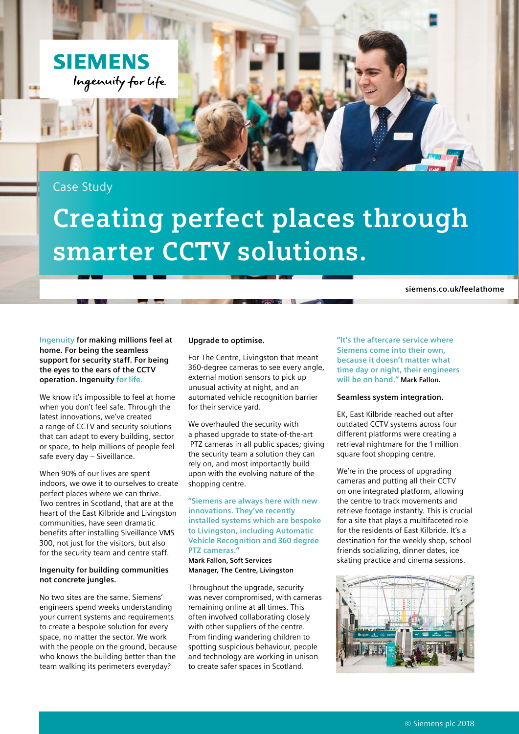SIEMENS
Ingenuity for life

Case Study

# Creating perfect places through smarter CCTV solutions.

siemens.co.uk/feelathome

**Ingenuity for making millions feel at home. For being the seamless support for security staff. For being the eyes to the ears of the CCTV operation. Ingenuity for life.**

We know it's impossible to feel at home when you don't feel safe. Through the latest innovations, we've created a range of CCTV and security solutions that can adapt to every building, sector or space, to help millions of people feel safe every day – Siveillance.

When 90% of our lives are spent indoors, we owe it to ourselves to create perfect places where we can thrive. Two centres in Scotland, that are at the heart of the East Kilbride and Livingston communities, have seen dramatic benefits after installing Siveillance VMS 300, not just for the visitors, but also for the security team and centre staff.

### Ingenuity for building communities not concrete jungles.

No two sites are the same. Siemens' engineers spend weeks understanding your current systems and requirements to create a bespoke solution for every space, no matter the sector. We work with the people on the ground, because who knows the building better than the team walking its perimeters everyday?

### Upgrade to optimise.

For The Centre, Livingston that meant 360-degree cameras to see every angle, external motion sensors to pick up unusual activity at night, and an automated vehicle recognition barrier for their service yard.

We overhauled the security with a phased upgrade to state-of-the-art PTZ cameras in all public spaces; giving the security team a solution they can rely on, and most importantly build upon with the evolving nature of the shopping centre.

"Siemens are always here with new innovations. They've recently installed systems which are bespoke to Livingston, including Automatic Vehicle Recognition and 360 degree PTZ cameras."
**Mark Fallon, Soft Services Manager, The Centre, Livingston**

Throughout the upgrade, security was never compromised, with cameras remaining online at all times. This often involved collaborating closely with other suppliers of the centre. From finding wandering children to spotting suspicious behaviour, people and technology are working in unison to create safer spaces in Scotland.

"It's the aftercare service where Siemens come into their own, because it doesn't matter what time day or night, their engineers will be on hand." **Mark Fallon.**

### Seamless system integration.

EK, East Kilbride reached out after outdated CCTV systems across four different platforms were creating a retrieval nightmare for the 1 million square foot shopping centre.

We're in the process of upgrading cameras and putting all their CCTV on one integrated platform, allowing the centre to track movements and retrieve footage instantly. This is crucial for a site that plays a multifaceted role for the residents of East Kilbride. It's a destination for the weekly shop, school friends socializing, dinner dates, ice skating practice and cinema sessions.

© Siemens plc 2018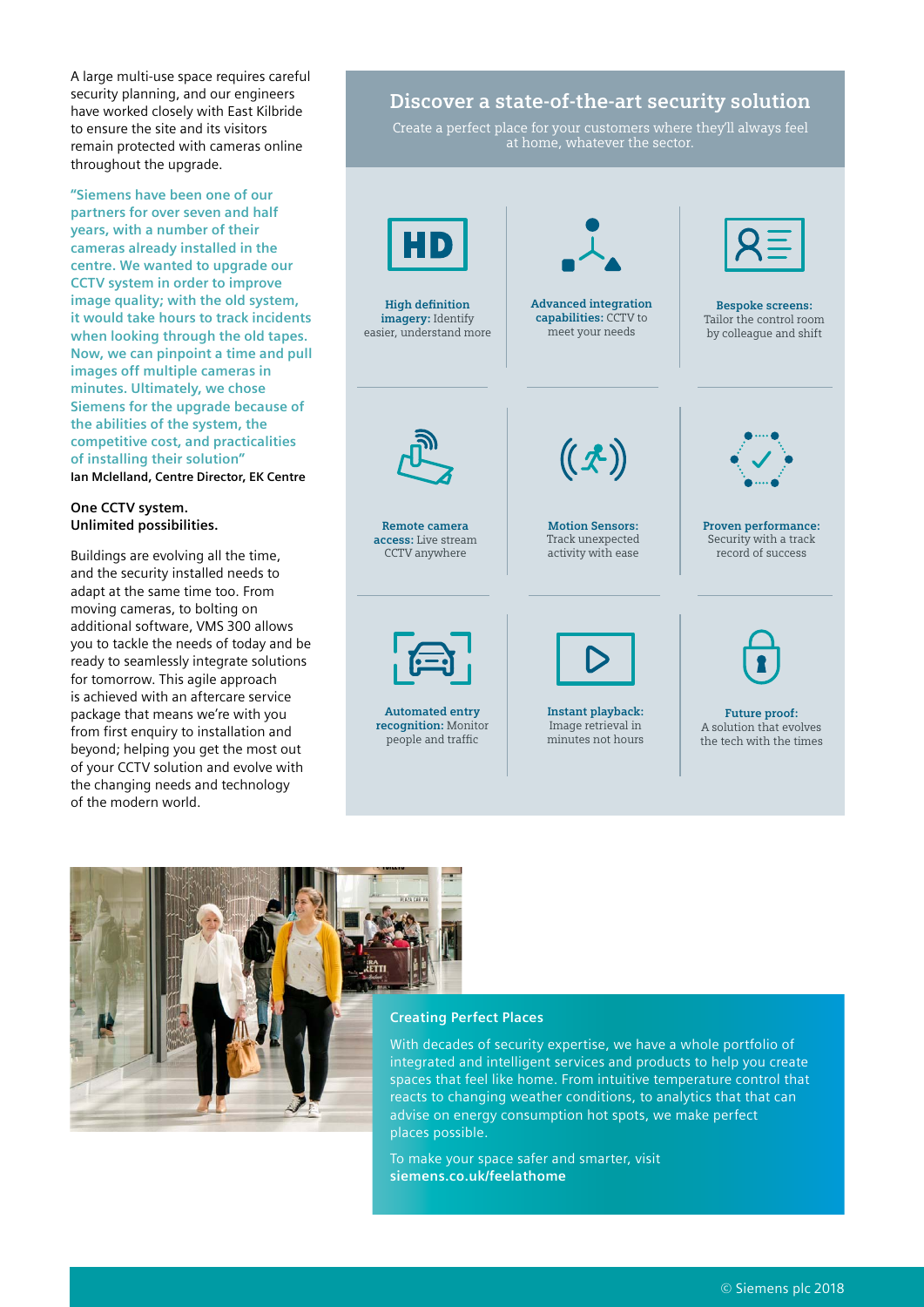A large multi-use space requires careful security planning, and our engineers have worked closely with East Kilbride to ensure the site and its visitors remain protected with cameras online throughout the upgrade.

"Siemens have been one of our partners for over seven and half years, with a number of their cameras already installed in the centre. We wanted to upgrade our CCTV system in order to improve image quality; with the old system, it would take hours to track incidents when looking through the old tapes. Now, we can pinpoint a time and pull images off multiple cameras in minutes. Ultimately, we chose Siemens for the upgrade because of the abilities of the system, the competitive cost, and practicalities of installing their solution"

**Ian Mclelland, Centre Director, EK Centre**

**One CCTV system.**
**Unlimited possibilities.**

Buildings are evolving all the time, and the security installed needs to adapt at the same time too. From moving cameras, to bolting on additional software, VMS 300 allows you to tackle the needs of today and be ready to seamlessly integrate solutions for tomorrow. This agile approach is achieved with an aftercare service package that means we're with you from first enquiry to installation and beyond; helping you get the most out of your CCTV solution and evolve with the changing needs and technology of the modern world.

## Discover a state-of-the-art security solution

Create a perfect place for your customers where they'll always feel at home, whatever the sector.

**High definition imagery:** Identify easier, understand more

**Advanced integration capabilities:** CCTV to meet your needs

**Bespoke screens:** Tailor the control room by colleague and shift

**Remote camera access:** Live stream CCTV anywhere

**Motion Sensors:** Track unexpected activity with ease

**Proven performance:** Security with a track record of success

**Automated entry recognition:** Monitor people and traffic

**Instant playback:** Image retrieval in minutes not hours

**Future proof:** A solution that evolves the tech with the times

### Creating Perfect Places

With decades of security expertise, we have a whole portfolio of integrated and intelligent services and products to help you create spaces that feel like home. From intuitive temperature control that reacts to changing weather conditions, to analytics that that can advise on energy consumption hot spots, we make perfect places possible.

To make your space safer and smarter, visit **siemens.co.uk/feelathome**

© Siemens plc 2018